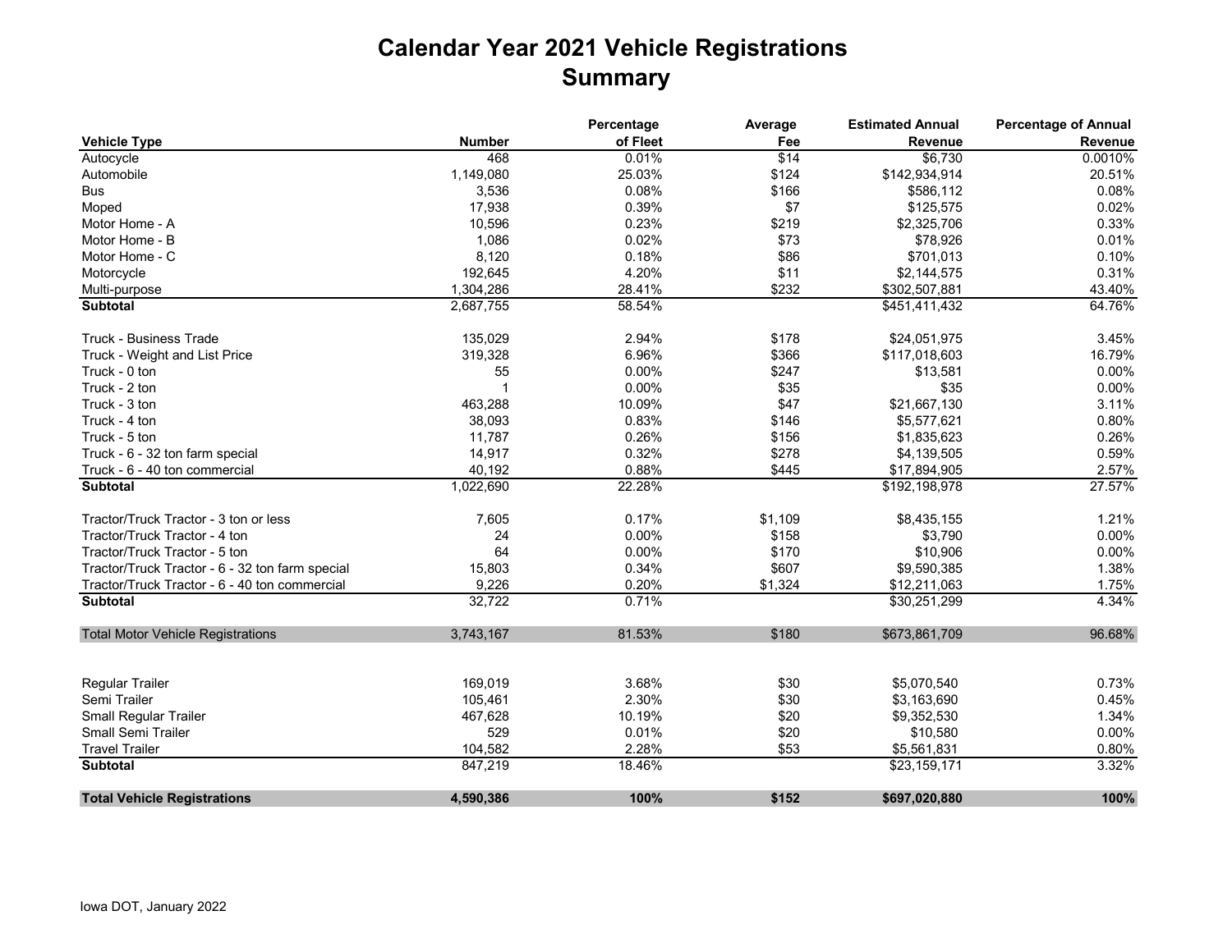# Calendar Year 2021 Vehicle Registrations
## Summary

| Vehicle Type | Number | Percentage of Fleet | Average Fee | Estimated Annual Revenue | Percentage of Annual Revenue |
|---|---|---|---|---|---|
| Autocycle | 468 | 0.01% | $14 | $6,730 | 0.0010% |
| Automobile | 1,149,080 | 25.03% | $124 | $142,934,914 | 20.51% |
| Bus | 3,536 | 0.08% | $166 | $586,112 | 0.08% |
| Moped | 17,938 | 0.39% | $7 | $125,575 | 0.02% |
| Motor Home - A | 10,596 | 0.23% | $219 | $2,325,706 | 0.33% |
| Motor Home - B | 1,086 | 0.02% | $73 | $78,926 | 0.01% |
| Motor Home - C | 8,120 | 0.18% | $86 | $701,013 | 0.10% |
| Motorcycle | 192,645 | 4.20% | $11 | $2,144,575 | 0.31% |
| Multi-purpose | 1,304,286 | 28.41% | $232 | $302,507,881 | 43.40% |
| **Subtotal** | 2,687,755 | 58.54% | | $451,411,432 | 64.76% |
| | | | | | |
| Truck - Business Trade | 135,029 | 2.94% | $178 | $24,051,975 | 3.45% |
| Truck - Weight and List Price | 319,328 | 6.96% | $366 | $117,018,603 | 16.79% |
| Truck - 0 ton | 55 | 0.00% | $247 | $13,581 | 0.00% |
| Truck - 2 ton | 1 | 0.00% | $35 | $35 | 0.00% |
| Truck - 3 ton | 463,288 | 10.09% | $47 | $21,667,130 | 3.11% |
| Truck - 4 ton | 38,093 | 0.83% | $146 | $5,577,621 | 0.80% |
| Truck - 5 ton | 11,787 | 0.26% | $156 | $1,835,623 | 0.26% |
| Truck - 6 - 32 ton farm special | 14,917 | 0.32% | $278 | $4,139,505 | 0.59% |
| Truck - 6 - 40 ton commercial | 40,192 | 0.88% | $445 | $17,894,905 | 2.57% |
| **Subtotal** | 1,022,690 | 22.28% | | $192,198,978 | 27.57% |
| | | | | | |
| Tractor/Truck Tractor - 3 ton or less | 7,605 | 0.17% | $1,109 | $8,435,155 | 1.21% |
| Tractor/Truck Tractor - 4 ton | 24 | 0.00% | $158 | $3,790 | 0.00% |
| Tractor/Truck Tractor - 5 ton | 64 | 0.00% | $170 | $10,906 | 0.00% |
| Tractor/Truck Tractor - 6 - 32 ton farm special | 15,803 | 0.34% | $607 | $9,590,385 | 1.38% |
| Tractor/Truck Tractor - 6 - 40 ton commercial | 9,226 | 0.20% | $1,324 | $12,211,063 | 1.75% |
| **Subtotal** | 32,722 | 0.71% | | $30,251,299 | 4.34% |
| | | | | | |
| Total Motor Vehicle Registrations | 3,743,167 | 81.53% | $180 | $673,861,709 | 96.68% |
| | | | | | |
| Regular Trailer | 169,019 | 3.68% | $30 | $5,070,540 | 0.73% |
| Semi Trailer | 105,461 | 2.30% | $30 | $3,163,690 | 0.45% |
| Small Regular Trailer | 467,628 | 10.19% | $20 | $9,352,530 | 1.34% |
| Small Semi Trailer | 529 | 0.01% | $20 | $10,580 | 0.00% |
| Travel Trailer | 104,582 | 2.28% | $53 | $5,561,831 | 0.80% |
| **Subtotal** | 847,219 | 18.46% | | $23,159,171 | 3.32% |
| | | | | | |
| **Total Vehicle Registrations** | **4,590,386** | **100%** | **$152** | **$697,020,880** | **100%** |

Iowa DOT, January 2022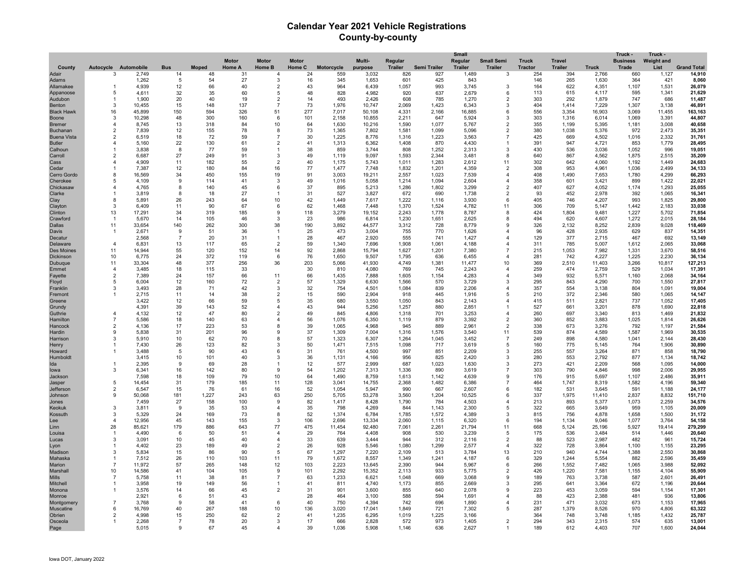# Calendar Year 2021 Vehicle Registrations
## County-by-county

| County | Autocycle | Automobile | Bus | Moped | Motor Home A | Motor Home B | Motor Home C | Motorcycle | Multi-purpose | Regular Trailer | Semi Trailer | Small Regular Trailer | Small Semi Trailer | Truck Tractor | Travel Trailer | Truck | Truck - Business Trade | Truck - Weight and List | Grand Total |
|---|---|---|---|---|---|---|---|---|---|---|---|---|---|---|---|---|---|---|---|
| Adair | 3 | 2,749 | 14 | 48 | 31 | 4 | 24 | 559 | 3,032 | 826 | 927 | 1,489 | 3 | 254 | 394 | 2,766 | 660 | 1,127 | 14,910 |
| Adams | | 1,262 | 5 | 54 | 27 | 3 | 16 | 345 | 1,653 | 601 | 425 | 843 | | 146 | 265 | 1,630 | 364 | 421 | 8,060 |
| Allamakee | 1 | 4,939 | 12 | 66 | 40 | 2 | 43 | 964 | 6,439 | 1,057 | 993 | 3,745 | 3 | 164 | 622 | 4,351 | 1,107 | 1,531 | 26,079 |
| Appanoose | 5 | 4,611 | 32 | 35 | 60 | 5 | 48 | 828 | 4,982 | 920 | 637 | 2,679 | 6 | 113 | 615 | 4,117 | 595 | 1,341 | 21,629 |
| Audubon | 1 | 1,900 | 20 | 40 | 19 | 2 | 14 | 493 | 2,426 | 608 | 785 | 1,270 | 2 | 303 | 292 | 1,879 | 747 | 686 | 11,487 |
| Benton | 3 | 10,455 | 15 | 148 | 137 | 7 | 73 | 1,976 | 10,747 | 2,069 | 1,423 | 6,343 | 3 | 404 | 1,414 | 7,229 | 1,307 | 3,138 | 46,891 |
| Black Hawk | 16 | 45,899 | 150 | 594 | 326 | 51 | 277 | 7,017 | 50,108 | 4,331 | 2,166 | 16,885 | 6 | 556 | 3,354 | 16,903 | 3,069 | 11,455 | 163,163 |
| Boone | 3 | 10,298 | 48 | 300 | 160 | 6 | 101 | 2,158 | 10,855 | 2,211 | 647 | 5,924 | 3 | 303 | 1,316 | 6,014 | 1,069 | 3,391 | 44,807 |
| Bremer | 4 | 8,745 | 13 | 318 | 84 | 10 | 64 | 1,630 | 10,216 | 1,590 | 1,077 | 5,767 | 2 | 355 | 1,199 | 5,395 | 1,181 | 3,008 | 40,658 |
| Buchanan | 2 | 7,839 | 12 | 155 | 78 | 8 | 73 | 1,365 | 7,802 | 1,581 | 1,099 | 5,096 | 2 | 380 | 1,038 | 5,376 | 972 | 2,473 | 35,351 |
| Buena Vista | 2 | 6,519 | 18 | 72 | 59 | 7 | 30 | 1,225 | 8,776 | 1,316 | 1,223 | 3,563 | 7 | 425 | 669 | 4,502 | 1,016 | 2,332 | 31,761 |
| Butler | 4 | 5,160 | 22 | 130 | 61 | 2 | 41 | 1,313 | 6,362 | 1,408 | 870 | 4,430 | 1 | 391 | 947 | 4,721 | 853 | 1,779 | 28,495 |
| Calhoun | 1 | 3,838 | 8 | 77 | 59 | 1 | 38 | 859 | 3,744 | 808 | 1,252 | 2,313 | 3 | 430 | 536 | 3,036 | 1,052 | 996 | 19,051 |
| Carroll | 2 | 6,687 | 27 | 249 | 91 | 3 | 49 | 1,119 | 9,097 | 1,593 | 2,344 | 3,481 | 8 | 640 | 867 | 4,562 | 1,875 | 2,515 | 35,209 |
| Cass | 4 | 4,909 | 11 | 182 | 55 | 2 | 40 | 1,175 | 5,743 | 1,011 | 1,283 | 2,612 | 11 | 302 | 642 | 4,060 | 1,192 | 1,449 | 24,683 |
| Cedar | 1 | 7,387 | 12 | 180 | 84 | 16 | 77 | 1,477 | 7,748 | 1,832 | 1,201 | 4,359 | 2 | 308 | 953 | 4,961 | 1,036 | 2,499 | 34,133 |
| Cerro Gordo | 8 | 16,569 | 34 | 450 | 155 | 19 | 91 | 3,003 | 19,211 | 2,557 | 1,023 | 7,539 | 4 | 408 | 1,490 | 7,653 | 1,780 | 4,299 | 66,293 |
| Cherokee | 5 | 4,109 | 9 | 114 | 41 | 3 | 49 | 1,016 | 5,058 | 1,214 | 1,094 | 2,604 | 4 | 358 | 601 | 3,421 | 899 | 1,422 | 22,021 |
| Chickasaw | 4 | 4,765 | 8 | 140 | 45 | 6 | 37 | 895 | 5,213 | 1,286 | 1,802 | 3,299 | 2 | 407 | 627 | 4,052 | 1,174 | 1,293 | 25,055 |
| Clarke | 1 | 3,819 | 8 | 18 | 27 | 1 | 31 | 527 | 3,827 | 672 | 690 | 1,738 | 2 | 93 | 452 | 2,978 | 392 | 1,065 | 16,341 |
| Clay | 8 | 5,891 | 26 | 243 | 64 | 10 | 42 | 1,449 | 7,617 | 1,222 | 1,116 | 3,930 | 6 | 405 | 746 | 4,207 | 993 | 1,825 | 29,800 |
| Clayton | 3 | 6,409 | 11 | 90 | 67 | 6 | 62 | 1,468 | 7,448 | 1,370 | 1,524 | 4,782 | 11 | 306 | 709 | 5,147 | 1,442 | 2,183 | 33,038 |
| Clinton | 13 | 17,291 | 34 | 319 | 185 | 9 | 118 | 3,279 | 19,152 | 2,243 | 1,778 | 8,787 | 8 | 424 | 1,804 | 9,481 | 1,227 | 5,702 | 71,854 |
| Crawford | 1 | 5,670 | 14 | 105 | 46 | 3 | 23 | 986 | 6,814 | 1,230 | 1,651 | 2,625 | 8 | 494 | 620 | 4,607 | 1,272 | 2,015 | 28,184 |
| Dallas | 11 | 33,654 | 140 | 262 | 300 | 38 | 190 | 3,892 | 44,577 | 3,312 | 728 | 8,779 | 9 | 326 | 2,132 | 8,252 | 2,839 | 9,028 | 118,469 |
| Davis | 1 | 2,671 | 9 | 51 | 36 | 1 | 25 | 473 | 3,004 | 755 | 770 | 1,626 | 4 | 96 | 428 | 2,935 | 629 | 837 | 14,351 |
| Decatur | | 2,568 | 7 | 20 | 31 | 1 | 28 | 467 | 2,920 | 555 | 741 | 1,427 | 4 | 129 | 377 | 2,715 | 467 | 692 | 13,149 |
| Delaware | 4 | 6,831 | 13 | 117 | 65 | 2 | 59 | 1,340 | 7,696 | 1,908 | 1,061 | 4,188 | 4 | 311 | 785 | 5,007 | 1,612 | 2,065 | 33,068 |
| Des Moines | 11 | 14,944 | 55 | 120 | 152 | 14 | 92 | 2,868 | 15,794 | 1,627 | 1,201 | 7,380 | 7 | 215 | 1,053 | 7,982 | 1,331 | 3,670 | 58,516 |
| Dickinson | 10 | 6,775 | 24 | 372 | 119 | 6 | 76 | 1,650 | 9,507 | 1,795 | 636 | 6,455 | 4 | 281 | 742 | 4,227 | 1,225 | 2,230 | 36,134 |
| Dubuque | 11 | 33,304 | 48 | 377 | 256 | 36 | 203 | 5,066 | 41,930 | 4,749 | 1,381 | 11,477 | 10 | 369 | 2,510 | 11,403 | 3,266 | 10,817 | 127,213 |
| Emmet | 4 | 3,485 | 18 | 115 | 33 | | 30 | 810 | 4,080 | 769 | 745 | 2,243 | 4 | 259 | 474 | 2,759 | 529 | 1,034 | 17,391 |
| Fayette | 2 | 7,389 | 24 | 157 | 66 | 11 | 66 | 1,435 | 7,888 | 1,605 | 1,154 | 4,283 | 4 | 349 | 932 | 5,571 | 1,160 | 2,068 | 34,164 |
| Floyd | 5 | 6,004 | 12 | 160 | 72 | 2 | 57 | 1,329 | 6,630 | 1,566 | 570 | 3,729 | 3 | 295 | 843 | 4,290 | 700 | 1,550 | 27,817 |
| Franklin | 3 | 3,493 | 28 | 71 | 42 | 3 | 32 | 754 | 4,501 | 1,084 | 839 | 2,206 | 4 | 357 | 554 | 3,138 | 804 | 1,091 | 19,004 |
| Fremont | 1 | 2,715 | 11 | 14 | 38 | 2 | 15 | 590 | 2,904 | 918 | 445 | 1,916 | 5 | 210 | 372 | 2,346 | 580 | 1,065 | 14,147 |
| Greene | | 3,422 | 12 | 66 | 59 | 5 | 35 | 680 | 3,550 | 1,050 | 843 | 2,143 | 4 | 415 | 511 | 2,821 | 737 | 1,052 | 17,405 |
| Grundy | | 4,391 | 39 | 143 | 52 | 4 | 43 | 944 | 5,256 | 1,257 | 880 | 2,851 | 1 | 527 | 661 | 3,201 | 878 | 1,690 | 22,818 |
| Guthrie | 4 | 4,132 | 12 | 47 | 80 | 2 | 49 | 845 | 4,806 | 1,318 | 701 | 3,253 | 4 | 260 | 697 | 3,340 | 813 | 1,469 | 21,832 |
| Hamilton | 7 | 5,586 | 18 | 140 | 63 | 4 | 56 | 1,076 | 6,350 | 1,119 | 879 | 3,392 | 2 | 360 | 852 | 3,883 | 1,025 | 1,814 | 26,626 |
| Hancock | 2 | 4,136 | 17 | 223 | 53 | 8 | 39 | 1,065 | 4,968 | 945 | 889 | 2,961 | 2 | 338 | 673 | 3,276 | 792 | 1,197 | 21,584 |
| Hardin | 9 | 5,838 | 31 | 201 | 96 | 9 | 37 | 1,309 | 7,004 | 1,316 | 1,576 | 3,540 | 11 | 539 | 874 | 4,589 | 1,587 | 1,969 | 30,535 |
| Harrison | 3 | 5,910 | 10 | 62 | 70 | 8 | 57 | 1,323 | 6,307 | 1,264 | 1,045 | 3,452 | 7 | 249 | 898 | 4,580 | 1,041 | 2,144 | 28,430 |
| Henry | 1 | 7,430 | 26 | 123 | 82 | 3 | 50 | 1,471 | 7,515 | 1,098 | 717 | 3,619 | 5 | 160 | 775 | 5,145 | 764 | 1,906 | 30,890 |
| Howard | 1 | 3,488 | 5 | 90 | 43 | 6 | 31 | 761 | 4,500 | 997 | 851 | 2,209 | 3 | 255 | 557 | 3,264 | 871 | 858 | 18,790 |
| Humboldt | | 3,415 | 10 | 101 | 40 | 3 | 36 | 1,131 | 4,166 | 956 | 825 | 2,420 | 3 | 280 | 553 | 2,792 | 877 | 1,134 | 18,742 |
| Ida | 1 | 2,395 | 9 | 69 | 28 | 1 | 12 | 577 | 2,999 | 687 | 1,023 | 1,630 | 3 | 273 | 421 | 2,209 | 568 | 1,095 | 14,000 |
| Iowa | 3 | 6,341 | 16 | 142 | 80 | 9 | 54 | 1,202 | 7,313 | 1,336 | 890 | 3,619 | 7 | 303 | 790 | 4,846 | 998 | 2,006 | 29,955 |
| Jackson | | 7,598 | 18 | 109 | 79 | 10 | 64 | 1,490 | 8,759 | 1,613 | 1,142 | 4,639 | 9 | 176 | 915 | 5,697 | 1,107 | 2,486 | 35,911 |
| Jasper | 5 | 14,454 | 31 | 179 | 185 | 11 | 128 | 3,041 | 14,755 | 2,368 | 1,482 | 6,386 | 7 | 464 | 1,747 | 8,319 | 1,582 | 4,196 | 59,340 |
| Jefferson | 2 | 6,547 | 15 | 76 | 61 | 16 | 52 | 1,054 | 5,947 | 990 | 667 | 2,607 | 6 | 182 | 531 | 3,645 | 591 | 1,188 | 24,177 |
| Johnson | 9 | 50,068 | 181 | 1,227 | 243 | 63 | 250 | 5,705 | 53,278 | 3,560 | 1,204 | 10,525 | 6 | 337 | 1,975 | 11,410 | 2,837 | 8,832 | 151,710 |
| Jones | | 7,459 | 27 | 158 | 100 | 9 | 82 | 1,417 | 8,428 | 1,790 | 784 | 4,503 | 4 | 213 | 893 | 5,377 | 1,073 | 2,259 | 34,576 |
| Keokuk | 3 | 3,811 | 9 | 35 | 53 | 4 | 35 | 798 | 4,269 | 844 | 1,143 | 2,300 | 5 | 322 | 665 | 3,649 | 959 | 1,105 | 20,009 |
| Kossuth | 3 | 5,329 | 24 | 169 | 73 | 8 | 52 | 1,374 | 6,784 | 1,785 | 1,572 | 4,389 | 3 | 815 | 756 | 4,878 | 1,658 | 1,500 | 31,172 |
| Lee | 4 | 12,956 | 45 | 143 | 155 | 3 | 106 | 2,696 | 13,334 | 2,060 | 1,115 | 6,320 | 6 | 194 | 1,134 | 9,046 | 1,077 | 3,764 | 54,158 |
| Linn | 28 | 85,621 | 179 | 886 | 643 | 77 | 475 | 11,454 | 92,480 | 7,061 | 2,261 | 21,794 | 11 | 668 | 5,124 | 25,196 | 5,927 | 19,414 | 279,299 |
| Louisa | 1 | 4,490 | 6 | 50 | 51 | 4 | 29 | 764 | 4,408 | 908 | 530 | 3,239 | 5 | 175 | 536 | 3,484 | 514 | 1,446 | 20,640 |
| Lucas | 3 | 3,091 | 10 | 45 | 40 | 4 | 33 | 639 | 3,444 | 944 | 312 | 2,116 | 2 | 88 | 523 | 2,987 | 482 | 961 | 15,724 |
| Lyon | 1 | 4,402 | 23 | 189 | 49 | 2 | 26 | 928 | 5,546 | 1,080 | 1,299 | 2,577 | 4 | 322 | 728 | 3,864 | 1,100 | 1,155 | 23,295 |
| Madison | 3 | 5,834 | 15 | 86 | 90 | 5 | 67 | 1,297 | 7,220 | 2,109 | 513 | 3,784 | 13 | 210 | 940 | 4,744 | 1,388 | 2,550 | 30,868 |
| Mahaska | 1 | 7,512 | 26 | 110 | 103 | 11 | 79 | 1,672 | 8,557 | 1,349 | 1,241 | 4,187 | 6 | 329 | 1,244 | 5,554 | 882 | 2,596 | 35,459 |
| Marion | 7 | 11,972 | 57 | 265 | 148 | 12 | 103 | 2,223 | 13,645 | 2,390 | 944 | 5,967 | 6 | 266 | 1,552 | 7,482 | 1,065 | 3,988 | 52,092 |
| Marshall | 10 | 14,586 | 41 | 104 | 105 | 9 | 101 | 2,292 | 15,352 | 2,113 | 933 | 5,775 | 2 | 426 | 1,220 | 7,581 | 1,155 | 4,104 | 55,909 |
| Mills | 7 | 5,758 | 11 | 38 | 81 | 7 | 63 | 1,233 | 6,621 | 1,048 | 669 | 3,068 | 9 | 189 | 763 | 3,738 | 587 | 2,601 | 26,491 |
| Mitchell | 1 | 3,958 | 19 | 149 | 56 | 1 | 41 | 811 | 4,740 | 1,173 | 855 | 2,669 | 3 | 295 | 641 | 3,364 | 672 | 1,196 | 20,644 |
| Monona | 1 | 3,576 | 14 | 66 | 45 | 2 | 31 | 901 | 3,600 | 855 | 640 | 2,078 | 9 | 223 | 453 | 3,059 | 594 | 1,154 | 17,301 |
| Monroe | | 2,921 | 6 | 51 | 43 | | 28 | 464 | 3,100 | 588 | 594 | 1,691 | 4 | 88 | 423 | 2,388 | 481 | 936 | 13,806 |
| Montgomery | 7 | 3,768 | 9 | 58 | 41 | 6 | 40 | 750 | 4,394 | 742 | 696 | 1,890 | 4 | 231 | 471 | 3,032 | 673 | 1,153 | 17,965 |
| Muscatine | 6 | 16,769 | 40 | 267 | 188 | 10 | 136 | 3,020 | 17,041 | 1,849 | 721 | 7,302 | 5 | 287 | 1,379 | 8,526 | 970 | 4,806 | 63,322 |
| Obrien | 2 | 4,998 | 15 | 250 | 62 | 2 | 41 | 1,235 | 6,295 | 1,019 | 1,225 | 3,166 | | 364 | 748 | 3,748 | 1,185 | 1,432 | 25,787 |
| Osceola | 1 | 2,268 | 7 | 78 | 20 | 3 | 17 | 666 | 2,828 | 572 | 973 | 1,405 | 2 | 294 | 343 | 2,315 | 574 | 635 | 13,001 |
| Page | | 5,015 | 9 | 67 | 45 | 4 | 39 | 1,036 | 5,908 | 1,146 | 636 | 2,627 | 1 | 189 | 612 | 4,403 | 707 | 1,600 | 24,044 |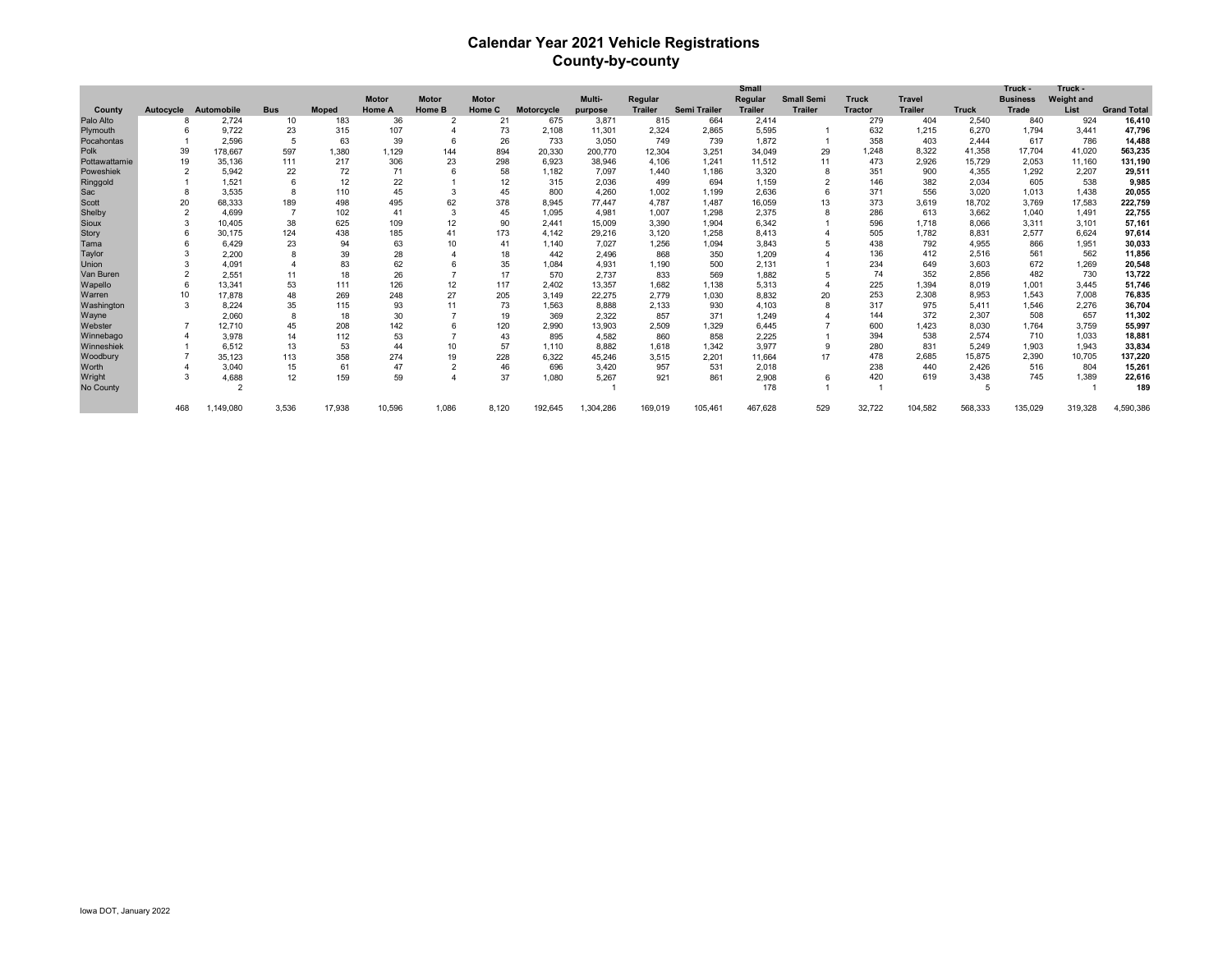# Calendar Year 2021 Vehicle Registrations
## County-by-county

| County | Autocycle | Automobile | Bus | Moped | Motor Home A | Motor Home B | Motor Home C | Motorcycle | Multi-purpose | Regular Trailer | Semi Trailer | Small Regular Trailer | Small Semi Trailer | Truck Tractor | Travel Trailer | Truck | Truck - Business Trade | Truck - Weight and List | Grand Total |
|---|---|---|---|---|---|---|---|---|---|---|---|---|---|---|---|---|---|---|---|
| Palo Alto | 8 | 2,724 | 10 | 183 | 36 | 2 | 21 | 675 | 3,871 | 815 | 664 | 2,414 | | 279 | 404 | 2,540 | 840 | 924 | **16,410** |
| Plymouth | 6 | 9,722 | 23 | 315 | 107 | 4 | 73 | 2,108 | 11,301 | 2,324 | 2,865 | 5,595 | 1 | 632 | 1,215 | 6,270 | 1,794 | 3,441 | **47,796** |
| Pocahontas | 1 | 2,596 | 5 | 63 | 39 | 6 | 26 | 733 | 3,050 | 749 | 739 | 1,872 | 1 | 358 | 403 | 2,444 | 617 | 786 | **14,488** |
| Polk | 39 | 178,667 | 597 | 1,380 | 1,129 | 144 | 894 | 20,330 | 200,770 | 12,304 | 3,251 | 34,049 | 29 | 1,248 | 8,322 | 41,358 | 17,704 | 41,020 | **563,235** |
| Pottawattamie | 19 | 35,136 | 111 | 217 | 306 | 23 | 298 | 6,923 | 38,946 | 4,106 | 1,241 | 11,512 | 11 | 473 | 2,926 | 15,729 | 2,053 | 11,160 | **131,190** |
| Poweshiek | 2 | 5,942 | 22 | 72 | 71 | 6 | 58 | 1,182 | 7,097 | 1,440 | 1,186 | 3,320 | 8 | 351 | 900 | 4,355 | 1,292 | 2,207 | **29,511** |
| Ringgold | 1 | 1,521 | 6 | 12 | 22 | 1 | 12 | 315 | 2,036 | 499 | 694 | 1,159 | 2 | 146 | 382 | 2,034 | 605 | 538 | **9,985** |
| Sac | 8 | 3,535 | 8 | 110 | 45 | 3 | 45 | 800 | 4,260 | 1,002 | 1,199 | 2,636 | 6 | 371 | 556 | 3,020 | 1,013 | 1,438 | **20,055** |
| Scott | 20 | 68,333 | 189 | 498 | 495 | 62 | 378 | 8,945 | 77,447 | 4,787 | 1,487 | 16,059 | 13 | 373 | 3,619 | 18,702 | 3,769 | 17,583 | **222,759** |
| Shelby | 2 | 4,699 | 7 | 102 | 41 | 3 | 45 | 1,095 | 4,981 | 1,007 | 1,298 | 2,375 | 8 | 286 | 613 | 3,662 | 1,040 | 1,491 | **22,755** |
| Sioux | 3 | 10,405 | 38 | 625 | 109 | 12 | 90 | 2,441 | 15,009 | 3,390 | 1,904 | 6,342 | 1 | 596 | 1,718 | 8,066 | 3,311 | 3,101 | **57,161** |
| Story | 6 | 30,175 | 124 | 438 | 185 | 41 | 173 | 4,142 | 29,216 | 3,120 | 1,258 | 8,413 | 4 | 505 | 1,782 | 8,831 | 2,577 | 6,624 | **97,614** |
| Tama | 6 | 6,429 | 23 | 94 | 63 | 10 | 41 | 1,140 | 7,027 | 1,256 | 1,094 | 3,843 | 5 | 438 | 792 | 4,955 | 866 | 1,951 | **30,033** |
| Taylor | 3 | 2,200 | 8 | 39 | 28 | 4 | 18 | 442 | 2,496 | 868 | 350 | 1,209 | 4 | 136 | 412 | 2,516 | 561 | 562 | **11,856** |
| Union | 3 | 4,091 | 4 | 83 | 62 | 6 | 35 | 1,084 | 4,931 | 1,190 | 500 | 2,131 | 1 | 234 | 649 | 3,603 | 672 | 1,269 | **20,548** |
| Van Buren | 2 | 2,551 | 11 | 18 | 26 | 7 | 17 | 570 | 2,737 | 833 | 569 | 1,882 | 5 | 74 | 352 | 2,856 | 482 | 730 | **13,722** |
| Wapello | 6 | 13,341 | 53 | 111 | 126 | 12 | 117 | 2,402 | 13,357 | 1,682 | 1,138 | 5,313 | 4 | 225 | 1,394 | 8,019 | 1,001 | 3,445 | **51,746** |
| Warren | 10 | 17,878 | 48 | 269 | 248 | 27 | 205 | 3,149 | 22,275 | 2,779 | 1,030 | 8,832 | 20 | 253 | 2,308 | 8,953 | 1,543 | 7,008 | **76,835** |
| Washington | 3 | 8,224 | 35 | 115 | 93 | 11 | 73 | 1,563 | 8,888 | 2,133 | 930 | 4,103 | 8 | 317 | 975 | 5,411 | 1,546 | 2,276 | **36,704** |
| Wayne | | 2,060 | 8 | 18 | 30 | 7 | 19 | 369 | 2,322 | 857 | 371 | 1,249 | 4 | 144 | 372 | 2,307 | 508 | 657 | **11,302** |
| Webster | 7 | 12,710 | 45 | 208 | 142 | 6 | 120 | 2,990 | 13,903 | 2,509 | 1,329 | 6,445 | 7 | 600 | 1,423 | 8,030 | 1,764 | 3,759 | **55,997** |
| Winnebago | 4 | 3,978 | 14 | 112 | 53 | 7 | 43 | 895 | 4,582 | 860 | 858 | 2,225 | 1 | 394 | 538 | 2,574 | 710 | 1,033 | **18,881** |
| Winneshiek | 1 | 6,512 | 13 | 53 | 44 | 10 | 57 | 1,110 | 8,882 | 1,618 | 1,342 | 3,977 | 9 | 280 | 831 | 5,249 | 1,903 | 1,943 | **33,834** |
| Woodbury | 7 | 35,123 | 113 | 358 | 274 | 19 | 228 | 6,322 | 45,246 | 3,515 | 2,201 | 11,664 | 17 | 478 | 2,685 | 15,875 | 2,390 | 10,705 | **137,220** |
| Worth | 4 | 3,040 | 15 | 61 | 47 | 2 | 46 | 696 | 3,420 | 957 | 531 | 2,018 | | 238 | 440 | 2,426 | 516 | 804 | **15,261** |
| Wright | 3 | 4,688 | 12 | 159 | 59 | 4 | 37 | 1,080 | 5,267 | 921 | 861 | 2,908 | 6 | 420 | 619 | 3,438 | 745 | 1,389 | **22,616** |
| No County | | 2 | | | | | | | 1 | | | 178 | 1 | 1 | | 5 | | 1 | **189** |
| | 468 | 1,149,080 | 3,536 | 17,938 | 10,596 | 1,086 | 8,120 | 192,645 | 1,304,286 | 169,019 | 105,461 | 467,628 | 529 | 32,722 | 104,582 | 568,333 | 135,029 | 319,328 | 4,590,386 |

Iowa DOT, January 2022